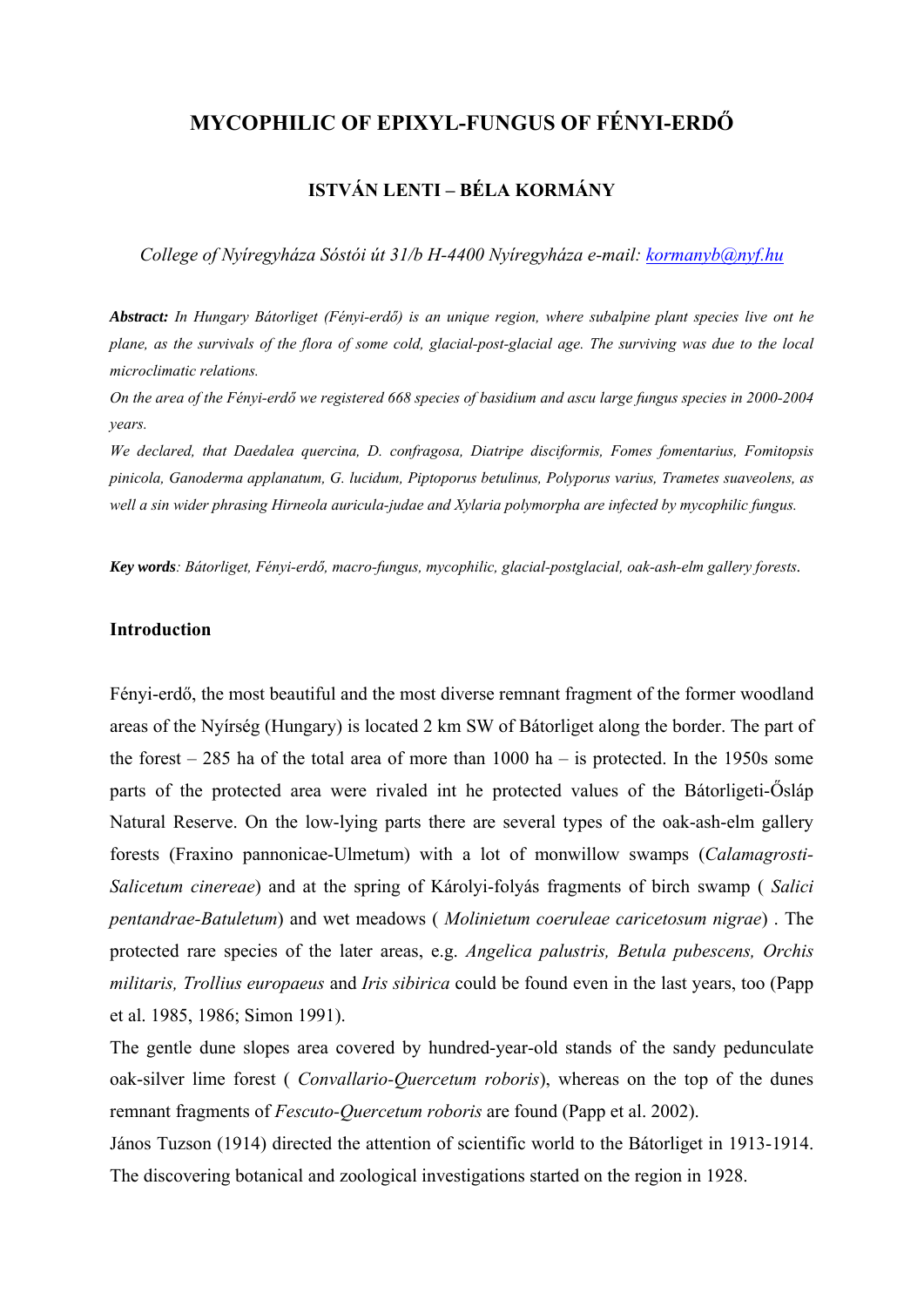# MYCOPHILIC OF EPIXYL-FUNGUS OF FÉNYI-ERDŐ

### ISTVÁN LENTI – BÉLA KORMÁNY

*College of Nyíregyháza Sóstói út 31/b H-4400 Nyíregyháza e-mail: kormanyb@nyf.hu*

***Abstract:*** *In Hungary Bátorliget (Fényi-erdő) is an unique region, where subalpine plant species live ont he plane, as the survivals of the flora of some cold, glacial-post-glacial age. The surviving was due to the local microclimatic relations.*

*On the area of the Fényi-erdő we registered 668 species of basidium and ascu large fungus species in 2000-2004 years.*

*We declared, that Daedalea quercina, D. confragosa, Diatripe disciformis, Fomes fomentarius, Fomitopsis pinicola, Ganoderma applanatum, G. lucidum, Piptoporus betulinus, Polyporus varius, Trametes suaveolens, as well a sin wider phrasing Hirneola auricula-judae and Xylaria polymorpha are infected by mycophilic fungus.*

***Key words****: Bátorliget, Fényi-erdő, macro-fungus, mycophilic, glacial-postglacial, oak-ash-elm gallery forests.*

## Introduction

Fényi-erdő, the most beautiful and the most diverse remnant fragment of the former woodland areas of the Nyírség (Hungary) is located 2 km SW of Bátorliget along the border. The part of the forest – 285 ha of the total area of more than 1000 ha – is protected. In the 1950s some parts of the protected area were rivaled int he protected values of the Bátorligeti-Ősláp Natural Reserve. On the low-lying parts there are several types of the oak-ash-elm gallery forests (Fraxino pannonicae-Ulmetum) with a lot of monwillow swamps (*Calamagrosti-Salicetum cinereae*) and at the spring of Károlyi-folyás fragments of birch swamp ( *Salici pentandrae-Batuletum*) and wet meadows ( *Molinietum coeruleae caricetosum nigrae*) . The protected rare species of the later areas, e.g. *Angelica palustris, Betula pubescens, Orchis militaris, Trollius europaeus* and *Iris sibirica* could be found even in the last years, too (Papp et al. 1985, 1986; Simon 1991).

The gentle dune slopes area covered by hundred-year-old stands of the sandy pedunculate oak-silver lime forest ( *Convallario-Quercetum roboris*), whereas on the top of the dunes remnant fragments of *Fescuto-Quercetum roboris* are found (Papp et al. 2002).

János Tuzson (1914) directed the attention of scientific world to the Bátorliget in 1913-1914. The discovering botanical and zoological investigations started on the region in 1928.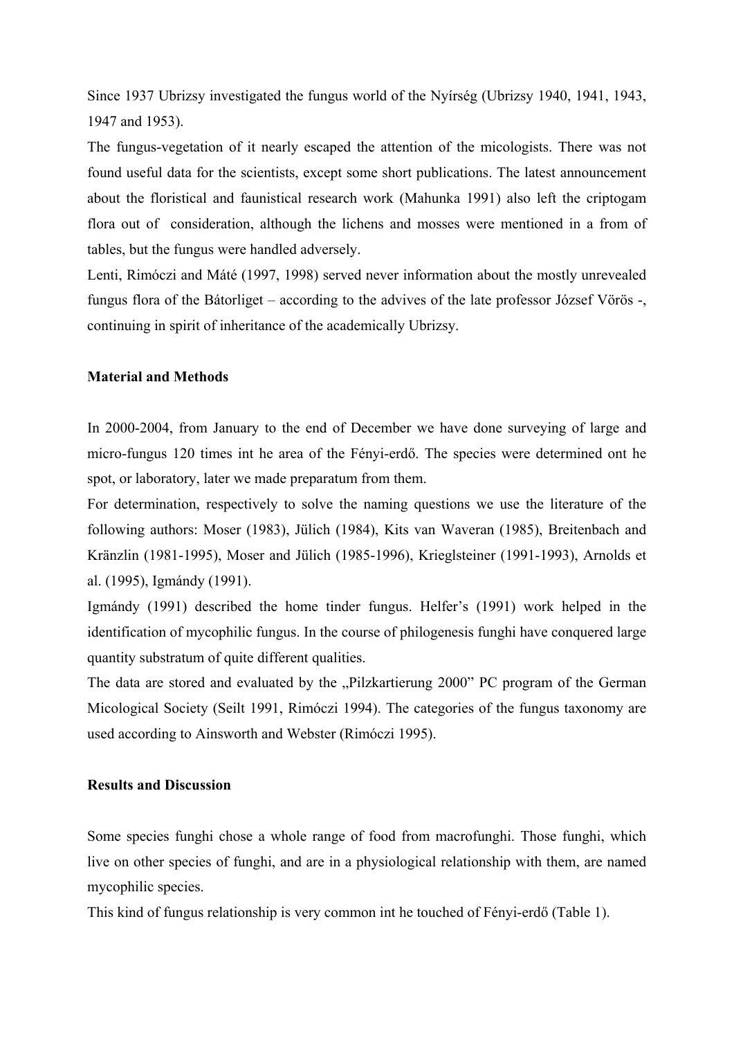Since 1937 Ubrizsy investigated the fungus world of the Nyírség (Ubrizsy 1940, 1941, 1943, 1947 and 1953).

The fungus-vegetation of it nearly escaped the attention of the micologists. There was not found useful data for the scientists, except some short publications. The latest announcement about the floristical and faunistical research work (Mahunka 1991) also left the criptogam flora out of consideration, although the lichens and mosses were mentioned in a from of tables, but the fungus were handled adversely.

Lenti, Rimóczi and Máté (1997, 1998) served never information about the mostly unrevealed fungus flora of the Bátorliget – according to the advives of the late professor József Vörös -, continuing in spirit of inheritance of the academically Ubrizsy.

**Material and Methods**

In 2000-2004, from January to the end of December we have done surveying of large and micro-fungus 120 times int he area of the Fényi-erdő. The species were determined ont he spot, or laboratory, later we made preparatum from them.

For determination, respectively to solve the naming questions we use the literature of the following authors: Moser (1983), Jülich (1984), Kits van Waveran (1985), Breitenbach and Kränzlin (1981-1995), Moser and Jülich (1985-1996), Krieglsteiner (1991-1993), Arnolds et al. (1995), Igmándy (1991).

Igmándy (1991) described the home tinder fungus. Helfer's (1991) work helped in the identification of mycophilic fungus. In the course of philogenesis funghi have conquered large quantity substratum of quite different qualities.

The data are stored and evaluated by the „Pilzkartierung 2000" PC program of the German Micological Society (Seilt 1991, Rimóczi 1994). The categories of the fungus taxonomy are used according to Ainsworth and Webster (Rimóczi 1995).

**Results and Discussion**

Some species funghi chose a whole range of food from macrofunghi. Those funghi, which live on other species of funghi, and are in a physiological relationship with them, are named mycophilic species.

This kind of fungus relationship is very common int he touched of Fényi-erdő (Table 1).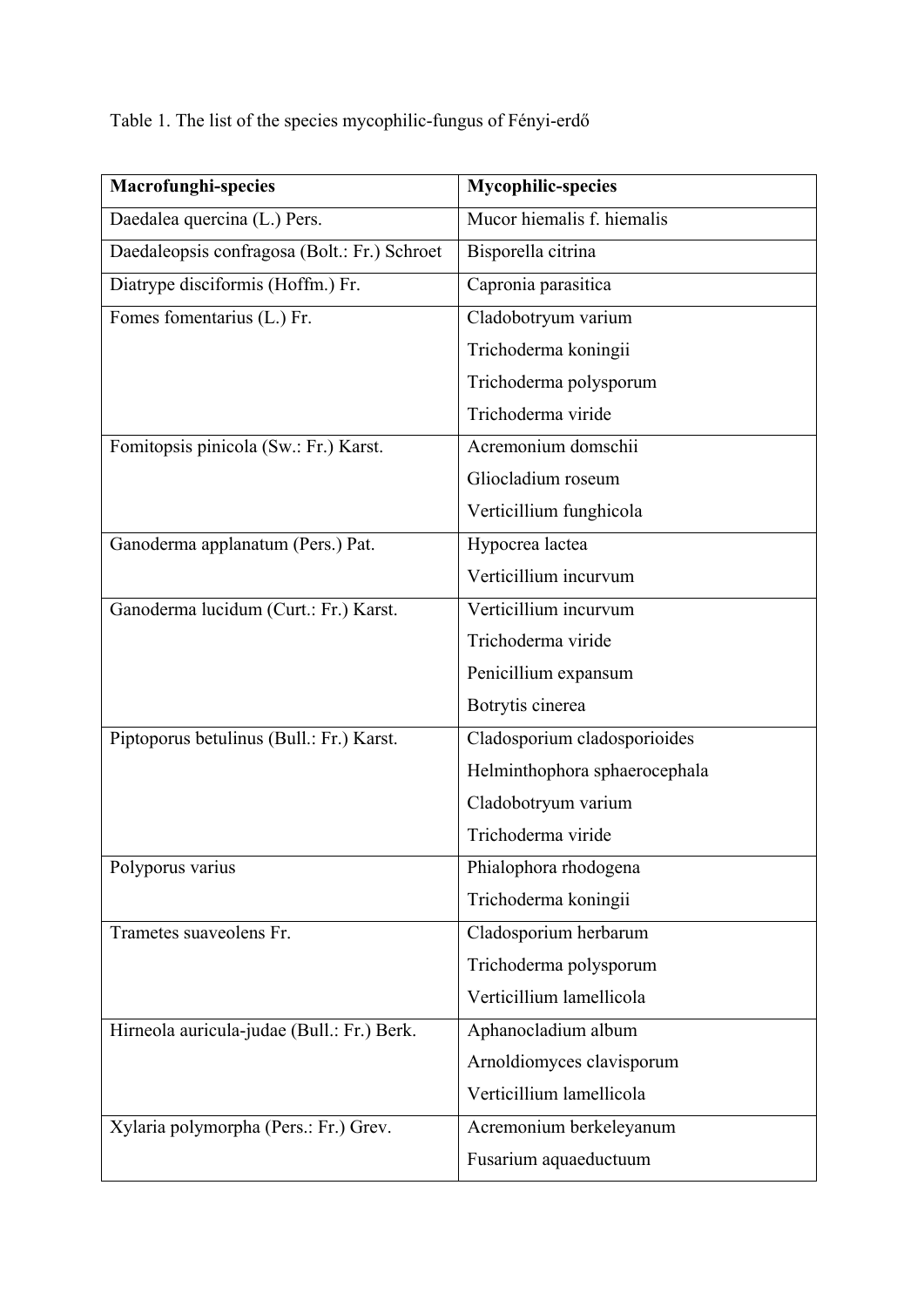Table 1. The list of the species mycophilic-fungus of Fényi-erdő

| Macrofunghi-species | Mycophilic-species |
| --- | --- |
| Daedalea quercina (L.) Pers. | Mucor hiemalis f. hiemalis |
| Daedaleopsis confragosa (Bolt.: Fr.) Schroet | Bisporella citrina |
| Diatrype disciformis (Hoffm.) Fr. | Capronia parasitica |
| Fomes fomentarius (L.) Fr. | Cladobotryum varium<br>Trichoderma koningii<br>Trichoderma polysporum<br>Trichoderma viride |
| Fomitopsis pinicola (Sw.: Fr.) Karst. | Acremonium domschii<br>Gliocladium roseum<br>Verticillium funghicola |
| Ganoderma applanatum (Pers.) Pat. | Hypocrea lactea<br>Verticillium incurvum |
| Ganoderma lucidum (Curt.: Fr.) Karst. | Verticillium incurvum<br>Trichoderma viride<br>Penicillium expansum<br>Botrytis cinerea |
| Piptoporus betulinus (Bull.: Fr.) Karst. | Cladosporium cladosporioides<br>Helminthophora sphaerocephala<br>Cladobotryum varium<br>Trichoderma viride |
| Polyporus varius | Phialophora rhodogena<br>Trichoderma koningii |
| Trametes suaveolens Fr. | Cladosporium herbarum<br>Trichoderma polysporum<br>Verticillium lamellicola |
| Hirneola auricula-judae (Bull.: Fr.) Berk. | Aphanocladium album<br>Arnoldiomyces clavisporum<br>Verticillium lamellicola |
| Xylaria polymorpha (Pers.: Fr.) Grev. | Acremonium berkeleyanum<br>Fusarium aquaeductuum |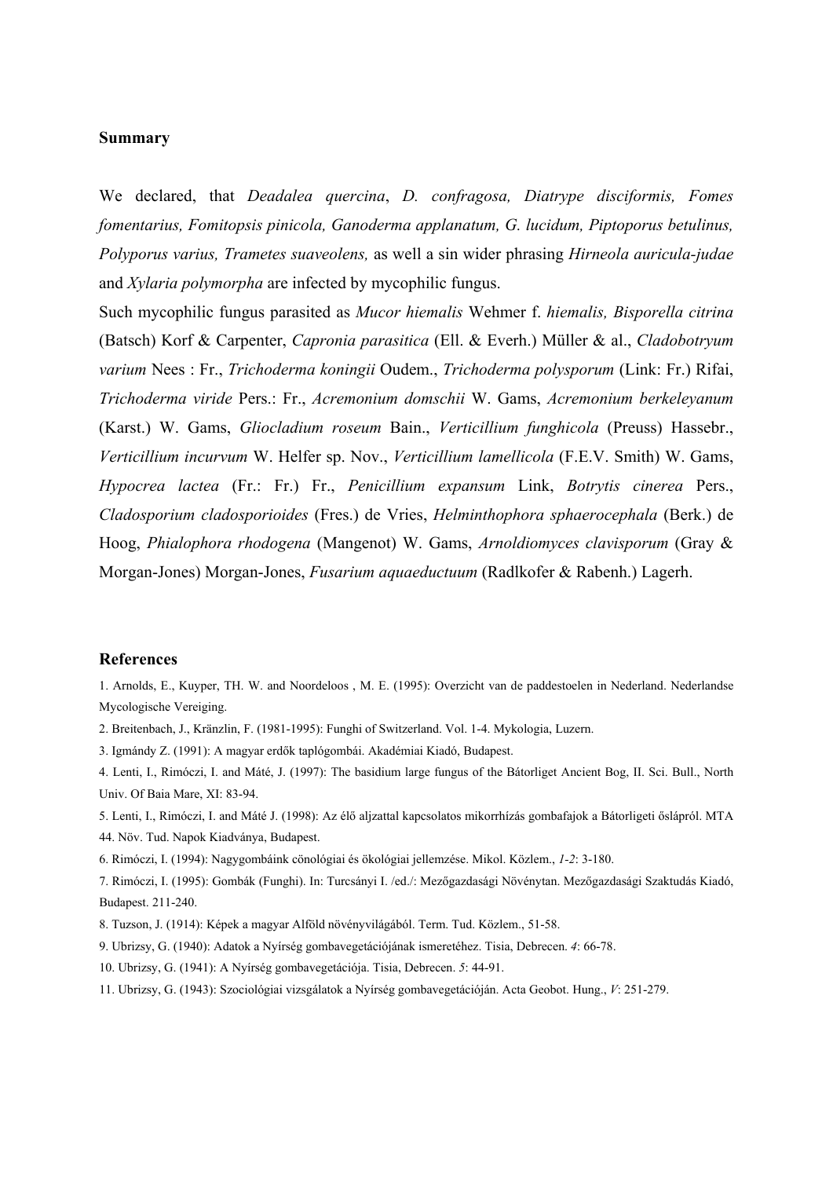## Summary

We declared, that *Deadalea quercina*, *D. confragosa, Diatrype disciformis, Fomes fomentarius, Fomitopsis pinicola, Ganoderma applanatum, G. lucidum, Piptoporus betulinus, Polyporus varius, Trametes suaveolens,* as well a sin wider phrasing *Hirneola auricula-judae* and *Xylaria polymorpha* are infected by mycophilic fungus.

Such mycophilic fungus parasited as *Mucor hiemalis* Wehmer f. *hiemalis, Bisporella citrina* (Batsch) Korf & Carpenter, *Capronia parasitica* (Ell. & Everh.) Müller & al., *Cladobotryum varium* Nees : Fr., *Trichoderma koningii* Oudem., *Trichoderma polysporum* (Link: Fr.) Rifai, *Trichoderma viride* Pers.: Fr., *Acremonium domschii* W. Gams, *Acremonium berkeleyanum* (Karst.) W. Gams, *Gliocladium roseum* Bain., *Verticillium funghicola* (Preuss) Hassebr., *Verticillium incurvum* W. Helfer sp. Nov., *Verticillium lamellicola* (F.E.V. Smith) W. Gams, *Hypocrea lactea* (Fr.: Fr.) Fr., *Penicillium expansum* Link, *Botrytis cinerea* Pers., *Cladosporium cladosporioides* (Fres.) de Vries, *Helminthophora sphaerocephala* (Berk.) de Hoog, *Phialophora rhodogena* (Mangenot) W. Gams, *Arnoldiomyces clavisporum* (Gray & Morgan-Jones) Morgan-Jones, *Fusarium aquaeductuum* (Radlkofer & Rabenh.) Lagerh.

## References

1. Arnolds, E., Kuyper, TH. W. and Noordeloos , M. E. (1995): Overzicht van de paddestoelen in Nederland. Nederlandse Mycologische Vereiging.
2. Breitenbach, J., Kränzlin, F. (1981-1995): Funghi of Switzerland. Vol. 1-4. Mykologia, Luzern.
3. Igmándy Z. (1991): A magyar erdők taplógombái. Akadémiai Kiadó, Budapest.
4. Lenti, I., Rimóczi, I. and Máté, J. (1997): The basidium large fungus of the Bátorliget Ancient Bog, II. Sci. Bull., North Univ. Of Baia Mare, XI: 83-94.
5. Lenti, I., Rimóczi, I. and Máté J. (1998): Az élő aljzattal kapcsolatos mikorrhízás gombafajok a Bátorligeti őslápról. MTA 44. Növ. Tud. Napok Kiadványa, Budapest.
6. Rimóczi, I. (1994): Nagygombáink cönológiai és ökológiai jellemzése. Mikol. Közlem., *1-2*: 3-180.
7. Rimóczi, I. (1995): Gombák (Funghi). In: Turcsányi I. /ed./: Mezőgazdasági Növénytan. Mezőgazdasági Szaktudás Kiadó, Budapest. 211-240.
8. Tuzson, J. (1914): Képek a magyar Alföld növényvilágából. Term. Tud. Közlem., 51-58.
9. Ubrizsy, G. (1940): Adatok a Nyírség gombavegetációjának ismeretéhez. Tisia, Debrecen. *4*: 66-78.
10. Ubrizsy, G. (1941): A Nyírség gombavegetációja. Tisia, Debrecen. *5*: 44-91.
11. Ubrizsy, G. (1943): Szociológiai vizsgálatok a Nyírség gombavegetációján. Acta Geobot. Hung., *V*: 251-279.